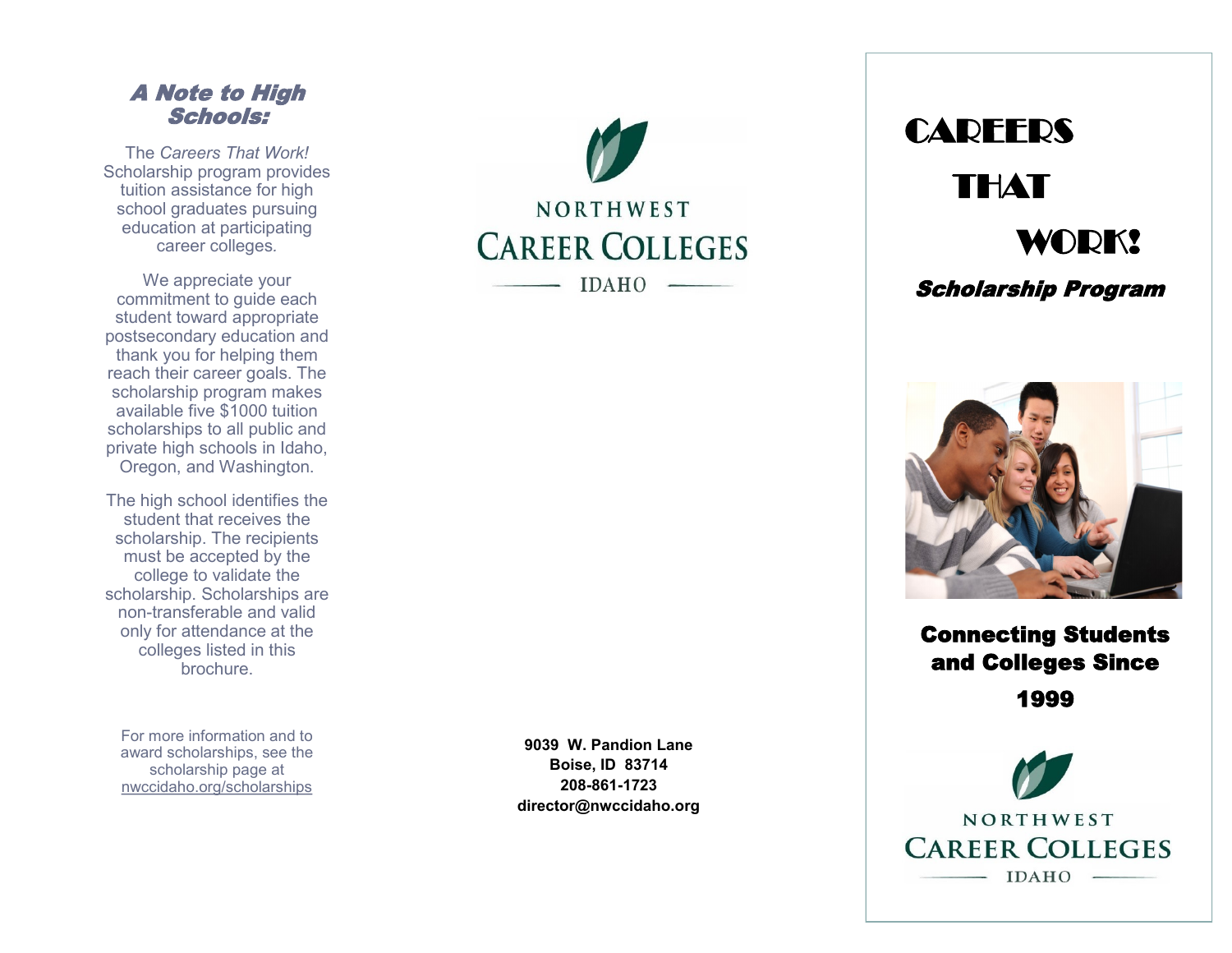## A Note to High Schools:

The *Careers That Work!* Scholarship program provides tuition assistance for high school graduates pursuing education at participating career colleges.

We appreciate your commitment to guide each student toward appropriate postsecondary education and thank you for helping them reach their career goals. The scholarship program makes available five $1000 tuition scholarships to all public and private high schools in Idaho, Oregon, and Washington.

The high school identifies the student that receives the scholarship. The recipients must be accepted by the college to validate the scholarship. Scholarships are non-transferable and valid only for attendance at the colleges listed in this brochure.

For more information and to award scholarships, see the scholarship page at nwccidaho.org/scholarships

NORTHWEST CAREER COLLEGES IDAHO

**9039 W. Pandion Lane**
**Boise, ID 83714**
**208-861-1723**
**director@nwccidaho.org**

# CAREERS THAT WORK!

***Scholarship Program***

**Connecting Students and Colleges Since 1999**

NORTHWEST CAREER COLLEGES IDAHO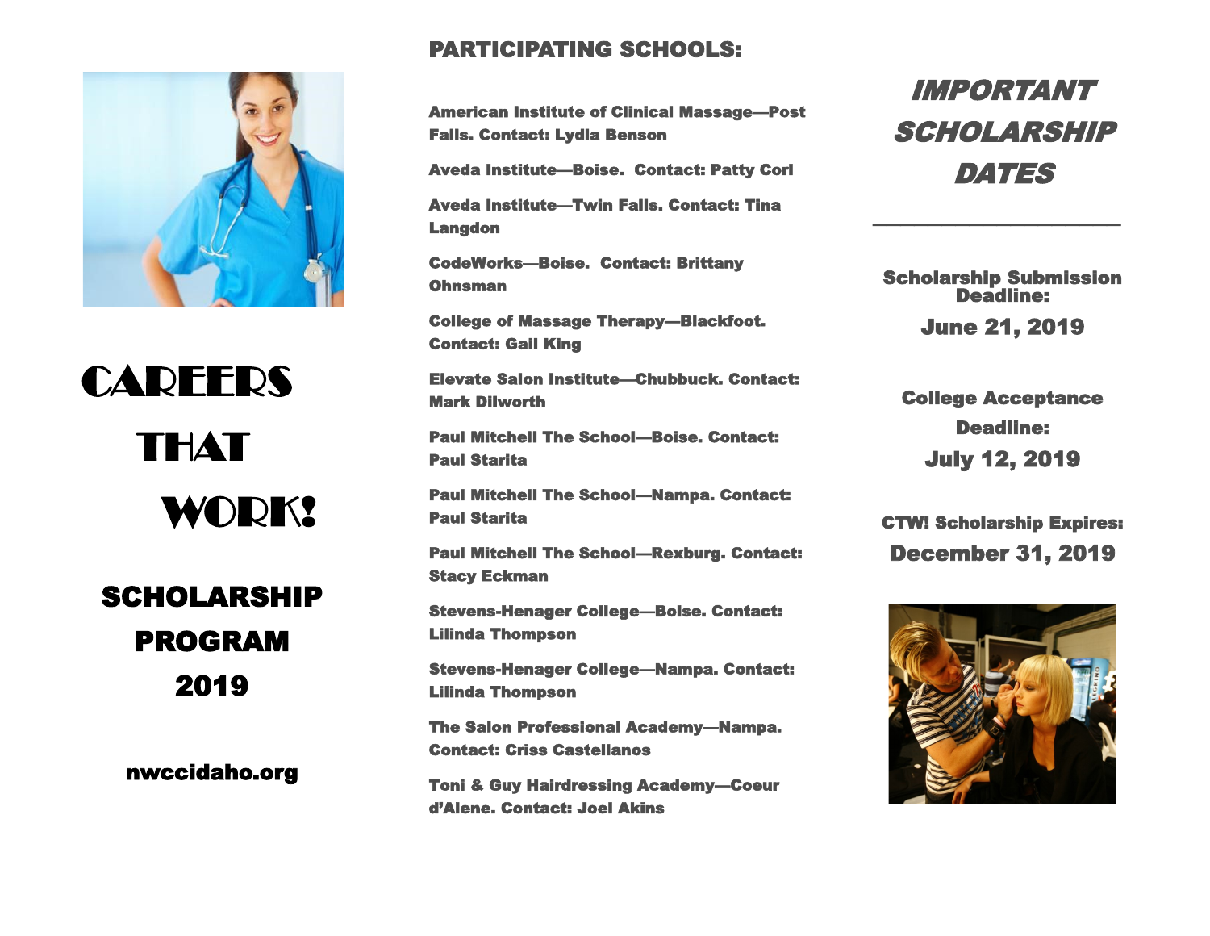# CAREERS THAT WORK!

## SCHOLARSHIP PROGRAM 2019

**nwccidaho.org**

## PARTICIPATING SCHOOLS:

**American Institute of Clinical Massage—Post Falls. Contact: Lydia Benson**

**Aveda Institute—Boise. Contact: Patty Corl**

**Aveda Institute—Twin Falls. Contact: Tina Langdon**

**CodeWorks—Boise. Contact: Brittany Ohnsman**

**College of Massage Therapy—Blackfoot. Contact: Gail King**

**Elevate Salon Institute—Chubbuck. Contact: Mark Dilworth**

**Paul Mitchell The School—Boise. Contact: Paul Starita**

**Paul Mitchell The School—Nampa. Contact: Paul Starita**

**Paul Mitchell The School—Rexburg. Contact: Stacy Eckman**

**Stevens-Henager College—Boise. Contact: Lilinda Thompson**

**Stevens-Henager College—Nampa. Contact: Lilinda Thompson**

**The Salon Professional Academy—Nampa. Contact: Criss Castellanos**

**Toni & Guy Hairdressing Academy—Coeur d'Alene. Contact: Joel Akins**

## *IMPORTANT SCHOLARSHIP DATES*

**Scholarship Submission Deadline:**

**June 21, 2019**

**College Acceptance Deadline:**

**July 12, 2019**

**CTW! Scholarship Expires:**

**December 31, 2019**